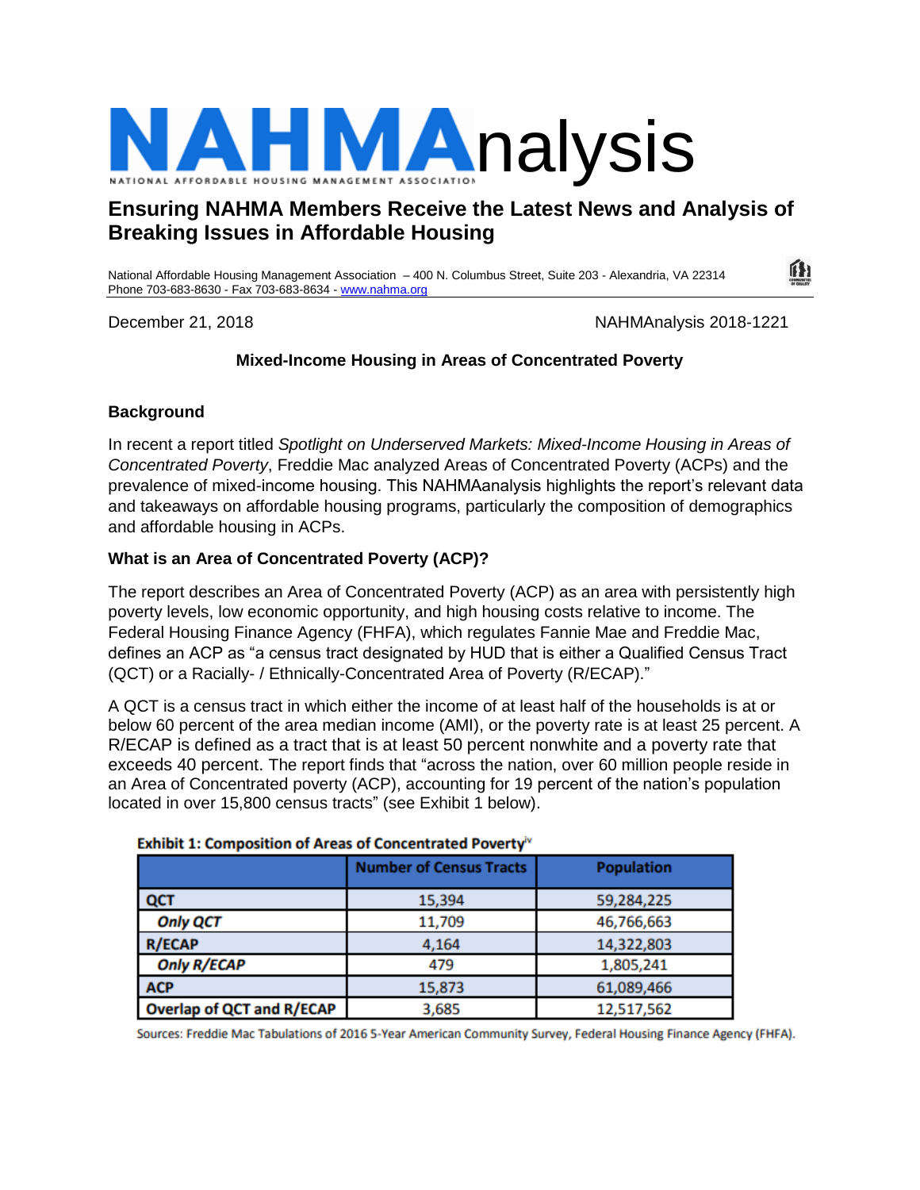# NAHMAnalysis

NATIONAL AFFORDABLE HOUSING MANAGEMENT ASSOCIATION

## Ensuring NAHMA Members Receive the Latest News and Analysis of Breaking Issues in Affordable Housing

National Affordable Housing Management Association – 400 N. Columbus Street, Suite 203 - Alexandria, VA 22314
Phone 703-683-8630 - Fax 703-683-8634 - www.nahma.org

December 21, 2018 NAHMAnalysis 2018-1221

### Mixed-Income Housing in Areas of Concentrated Poverty

**Background**

In recent a report titled *Spotlight on Underserved Markets: Mixed-Income Housing in Areas of Concentrated Poverty*, Freddie Mac analyzed Areas of Concentrated Poverty (ACPs) and the prevalence of mixed-income housing. This NAHMAanalysis highlights the report's relevant data and takeaways on affordable housing programs, particularly the composition of demographics and affordable housing in ACPs.

**What is an Area of Concentrated Poverty (ACP)?**

The report describes an Area of Concentrated Poverty (ACP) as an area with persistently high poverty levels, low economic opportunity, and high housing costs relative to income. The Federal Housing Finance Agency (FHFA), which regulates Fannie Mae and Freddie Mac, defines an ACP as "a census tract designated by HUD that is either a Qualified Census Tract (QCT) or a Racially- / Ethnically-Concentrated Area of Poverty (R/ECAP)."

A QCT is a census tract in which either the income of at least half of the households is at or below 60 percent of the area median income (AMI), or the poverty rate is at least 25 percent. A R/ECAP is defined as a tract that is at least 50 percent nonwhite and a poverty rate that exceeds 40 percent. The report finds that "across the nation, over 60 million people reside in an Area of Concentrated poverty (ACP), accounting for 19 percent of the nation's population located in over 15,800 census tracts" (see Exhibit 1 below).

**Exhibit 1: Composition of Areas of Concentrated Poverty**[iv]

| | Number of Census Tracts | Population |
|---|---|---|
| **QCT** | 15,394 | 59,284,225 |
| ***Only QCT*** | 11,709 | 46,766,663 |
| **R/ECAP** | 4,164 | 14,322,803 |
| ***Only R/ECAP*** | 479 | 1,805,241 |
| **ACP** | 15,873 | 61,089,466 |
| **Overlap of QCT and R/ECAP** | 3,685 | 12,517,562 |

Sources: Freddie Mac Tabulations of 2016 5-Year American Community Survey, Federal Housing Finance Agency (FHFA).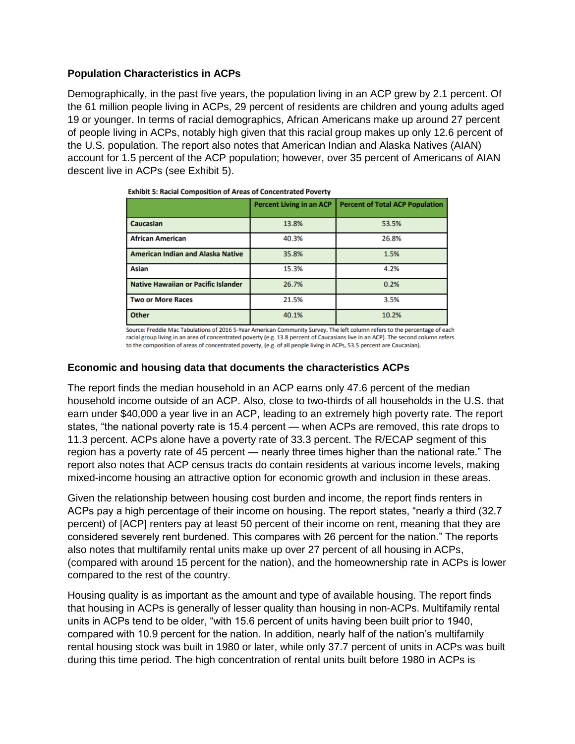### Population Characteristics in ACPs

Demographically, in the past five years, the population living in an ACP grew by 2.1 percent. Of the 61 million people living in ACPs, 29 percent of residents are children and young adults aged 19 or younger. In terms of racial demographics, African Americans make up around 27 percent of people living in ACPs, notably high given that this racial group makes up only 12.6 percent of the U.S. population. The report also notes that American Indian and Alaska Natives (AIAN) account for 1.5 percent of the ACP population; however, over 35 percent of Americans of AIAN descent live in ACPs (see Exhibit 5).

**Exhibit 5: Racial Composition of Areas of Concentrated Poverty**

| | Percent Living in an ACP | Percent of Total ACP Population |
|---|---|---|
| **Caucasian** | 13.8% | 53.5% |
| **African American** | 40.3% | 26.8% |
| **American Indian and Alaska Native** | 35.8% | 1.5% |
| **Asian** | 15.3% | 4.2% |
| **Native Hawaiian or Pacific Islander** | 26.7% | 0.2% |
| **Two or More Races** | 21.5% | 3.5% |
| **Other** | 40.1% | 10.2% |

Source: Freddie Mac Tabulations of 2016 5-Year American Community Survey. The left column refers to the percentage of each racial group living in an area of concentrated poverty (e.g. 13.8 percent of Caucasians live in an ACP). The second column refers to the composition of areas of concentrated poverty, (e.g. of all people living in ACPs, 53.5 percent are Caucasian).

### Economic and housing data that documents the characteristics ACPs

The report finds the median household in an ACP earns only 47.6 percent of the median household income outside of an ACP. Also, close to two-thirds of all households in the U.S. that earn under $40,000 a year live in an ACP, leading to an extremely high poverty rate. The report states, "the national poverty rate is 15.4 percent — when ACPs are removed, this rate drops to 11.3 percent. ACPs alone have a poverty rate of 33.3 percent. The R/ECAP segment of this region has a poverty rate of 45 percent — nearly three times higher than the national rate." The report also notes that ACP census tracts do contain residents at various income levels, making mixed-income housing an attractive option for economic growth and inclusion in these areas.

Given the relationship between housing cost burden and income, the report finds renters in ACPs pay a high percentage of their income on housing. The report states, "nearly a third (32.7 percent) of [ACP] renters pay at least 50 percent of their income on rent, meaning that they are considered severely rent burdened. This compares with 26 percent for the nation." The reports also notes that multifamily rental units make up over 27 percent of all housing in ACPs, (compared with around 15 percent for the nation), and the homeownership rate in ACPs is lower compared to the rest of the country.

Housing quality is as important as the amount and type of available housing. The report finds that housing in ACPs is generally of lesser quality than housing in non-ACPs. Multifamily rental units in ACPs tend to be older, "with 15.6 percent of units having been built prior to 1940, compared with 10.9 percent for the nation. In addition, nearly half of the nation's multifamily rental housing stock was built in 1980 or later, while only 37.7 percent of units in ACPs was built during this time period. The high concentration of rental units built before 1980 in ACPs is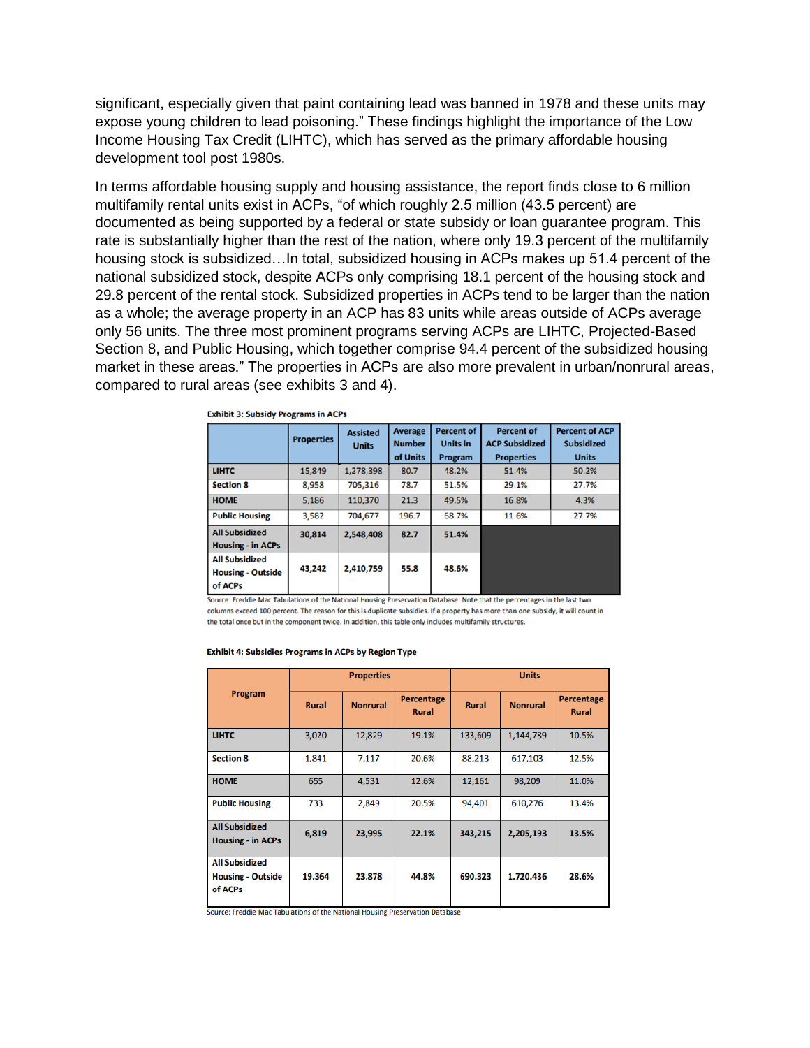significant, especially given that paint containing lead was banned in 1978 and these units may expose young children to lead poisoning." These findings highlight the importance of the Low Income Housing Tax Credit (LIHTC), which has served as the primary affordable housing development tool post 1980s.

In terms affordable housing supply and housing assistance, the report finds close to 6 million multifamily rental units exist in ACPs, "of which roughly 2.5 million (43.5 percent) are documented as being supported by a federal or state subsidy or loan guarantee program. This rate is substantially higher than the rest of the nation, where only 19.3 percent of the multifamily housing stock is subsidized…In total, subsidized housing in ACPs makes up 51.4 percent of the national subsidized stock, despite ACPs only comprising 18.1 percent of the housing stock and 29.8 percent of the rental stock. Subsidized properties in ACPs tend to be larger than the nation as a whole; the average property in an ACP has 83 units while areas outside of ACPs average only 56 units. The three most prominent programs serving ACPs are LIHTC, Projected-Based Section 8, and Public Housing, which together comprise 94.4 percent of the subsidized housing market in these areas." The properties in ACPs are also more prevalent in urban/nonrural areas, compared to rural areas (see exhibits 3 and 4).

**Exhibit 3: Subsidy Programs in ACPs**

| | Properties | Assisted Units | Average Number of Units | Percent of Units in Program | Percent of ACP Subsidized Properties | Percent of ACP Subsidized Units |
|---|---|---|---|---|---|---|
| **LIHTC** | 15,849 | 1,278,398 | 80.7 | 48.2% | 51.4% | 50.2% |
| **Section 8** | 8,958 | 705,316 | 78.7 | 51.5% | 29.1% | 27.7% |
| **HOME** | 5,186 | 110,370 | 21.3 | 49.5% | 16.8% | 4.3% |
| **Public Housing** | 3,582 | 704,677 | 196.7 | 68.7% | 11.6% | 27.7% |
| **All Subsidized Housing - in ACPs** | **30,814** | **2,548,408** | **82.7** | **51.4%** | | |
| **All Subsidized Housing - Outside of ACPs** | **43,242** | **2,410,759** | **55.8** | **48.6%** | | |

Source: Freddie Mac Tabulations of the National Housing Preservation Database. Note that the percentages in the last two columns exceed 100 percent. The reason for this is duplicate subsidies. If a property has more than one subsidy, it will count in the total once but in the component twice. In addition, this table only includes multifamily structures.

**Exhibit 4: Subsidies Programs in ACPs by Region Type**

| Program | Properties | | | Units | | |
|---|---|---|---|---|---|---|
| | Rural | Nonrural | Percentage Rural | Rural | Nonrural | Percentage Rural |
| **LIHTC** | 3,020 | 12,829 | 19.1% | 133,609 | 1,144,789 | 10.5% |
| **Section 8** | 1,841 | 7,117 | 20.6% | 88,213 | 617,103 | 12.5% |
| **HOME** | 655 | 4,531 | 12.6% | 12,161 | 98,209 | 11.0% |
| **Public Housing** | 733 | 2,849 | 20.5% | 94,401 | 610,276 | 13.4% |
| **All Subsidized Housing - in ACPs** | **6,819** | **23,995** | **22.1%** | **343,215** | **2,205,193** | **13.5%** |
| **All Subsidized Housing - Outside of ACPs** | **19,364** | **23,878** | **44.8%** | **690,323** | **1,720,436** | **28.6%** |

Source: Freddie Mac Tabulations of the National Housing Preservation Database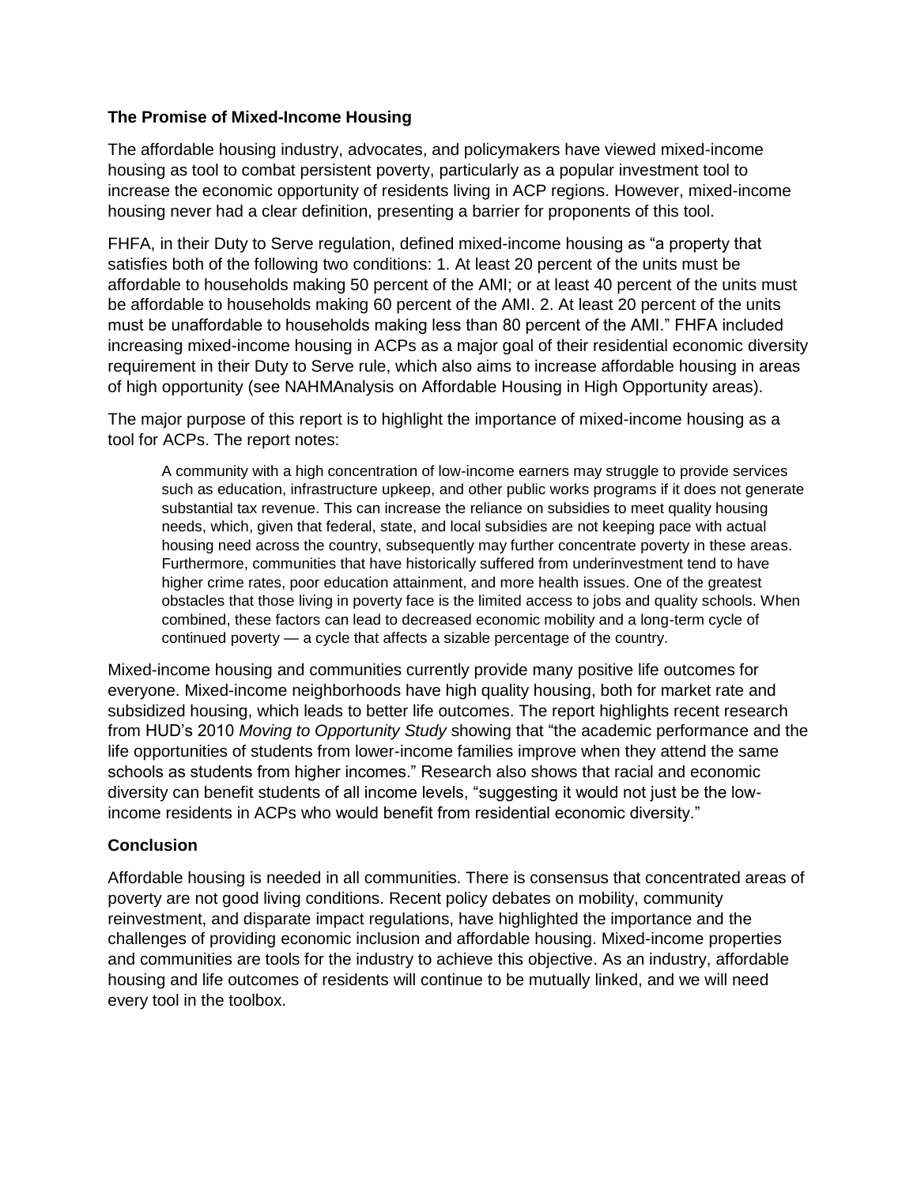**The Promise of Mixed-Income Housing**

The affordable housing industry, advocates, and policymakers have viewed mixed-income housing as tool to combat persistent poverty, particularly as a popular investment tool to increase the economic opportunity of residents living in ACP regions. However, mixed-income housing never had a clear definition, presenting a barrier for proponents of this tool.

FHFA, in their Duty to Serve regulation, defined mixed-income housing as "a property that satisfies both of the following two conditions: 1. At least 20 percent of the units must be affordable to households making 50 percent of the AMI; or at least 40 percent of the units must be affordable to households making 60 percent of the AMI. 2. At least 20 percent of the units must be unaffordable to households making less than 80 percent of the AMI." FHFA included increasing mixed-income housing in ACPs as a major goal of their residential economic diversity requirement in their Duty to Serve rule, which also aims to increase affordable housing in areas of high opportunity (see NAHMAnalysis on Affordable Housing in High Opportunity areas).

The major purpose of this report is to highlight the importance of mixed-income housing as a tool for ACPs. The report notes:

> A community with a high concentration of low-income earners may struggle to provide services such as education, infrastructure upkeep, and other public works programs if it does not generate substantial tax revenue. This can increase the reliance on subsidies to meet quality housing needs, which, given that federal, state, and local subsidies are not keeping pace with actual housing need across the country, subsequently may further concentrate poverty in these areas. Furthermore, communities that have historically suffered from underinvestment tend to have higher crime rates, poor education attainment, and more health issues. One of the greatest obstacles that those living in poverty face is the limited access to jobs and quality schools. When combined, these factors can lead to decreased economic mobility and a long-term cycle of continued poverty — a cycle that affects a sizable percentage of the country.

Mixed-income housing and communities currently provide many positive life outcomes for everyone. Mixed-income neighborhoods have high quality housing, both for market rate and subsidized housing, which leads to better life outcomes. The report highlights recent research from HUD's 2010 *Moving to Opportunity Study* showing that "the academic performance and the life opportunities of students from lower-income families improve when they attend the same schools as students from higher incomes." Research also shows that racial and economic diversity can benefit students of all income levels, "suggesting it would not just be the low-income residents in ACPs who would benefit from residential economic diversity."

**Conclusion**

Affordable housing is needed in all communities. There is consensus that concentrated areas of poverty are not good living conditions. Recent policy debates on mobility, community reinvestment, and disparate impact regulations, have highlighted the importance and the challenges of providing economic inclusion and affordable housing. Mixed-income properties and communities are tools for the industry to achieve this objective. As an industry, affordable housing and life outcomes of residents will continue to be mutually linked, and we will need every tool in the toolbox.